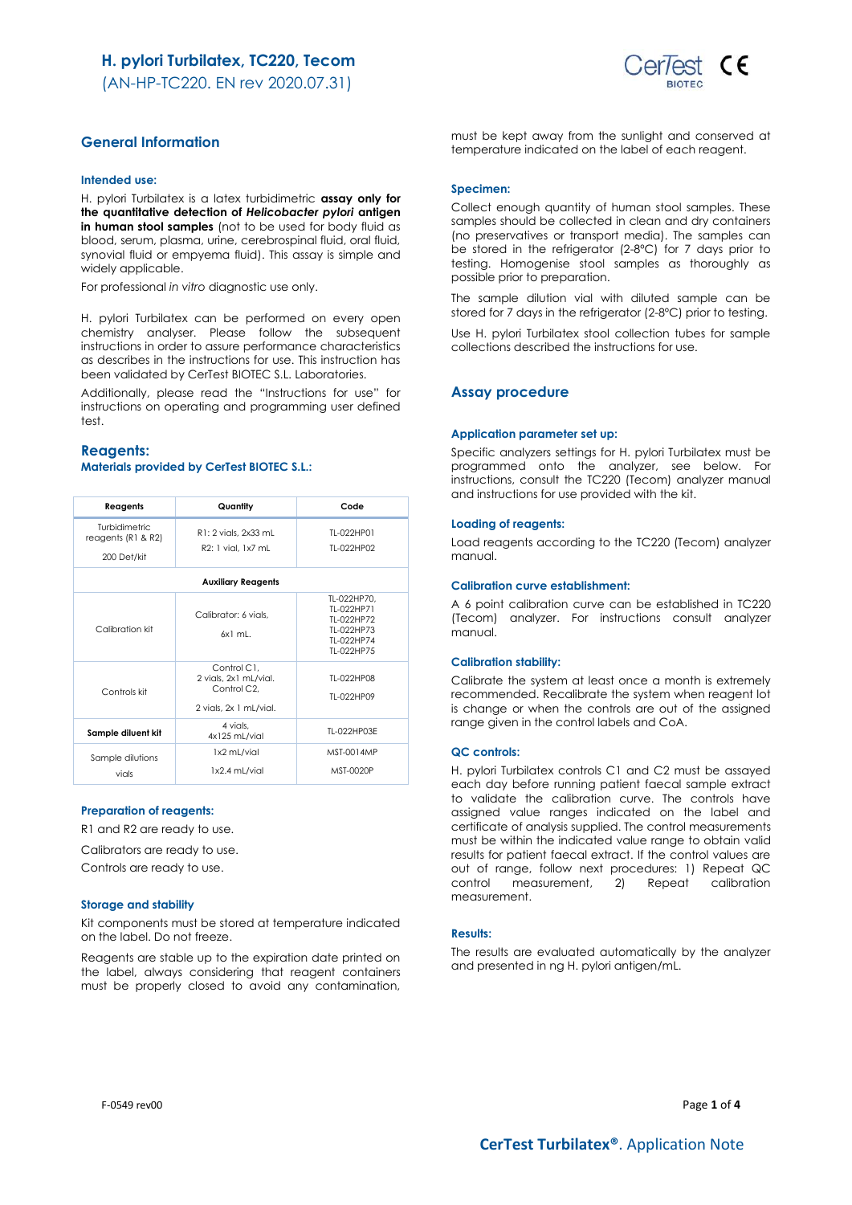# H. pylori Turbilatex, TC220, Tecom

(AN-HP-TC220. EN rev 2020.07.31)

## General Information

### Intended use:

H. pylori Turbilatex is a latex turbidimetric **assay only for the quantitative detection of *Helicobacter pylori* antigen in human stool samples** (not to be used for body fluid as blood, serum, plasma, urine, cerebrospinal fluid, oral fluid, synovial fluid or empyema fluid). This assay is simple and widely applicable.

For professional *in vitro* diagnostic use only.

H. pylori Turbilatex can be performed on every open chemistry analyser. Please follow the subsequent instructions in order to assure performance characteristics as describes in the instructions for use. This instruction has been validated by CerTest BIOTEC S.L. Laboratories.

Additionally, please read the "Instructions for use" for instructions on operating and programming user defined test.

## Reagents:

### Materials provided by CerTest BIOTEC S.L.:

| Reagents | Quantity | Code |
|---|---|---|
| Turbidimetric reagents (R1 & R2)<br>200 Det/kit | R1: 2 vials, 2x33 mL<br>R2: 1 vial, 1x7 mL | TL-022HP01<br>TL-022HP02 |
| **Auxiliary Reagents** | | |
| Calibration kit | Calibrator: 6 vials,<br>6x1 mL. | TL-022HP70,<br>TL-022HP71<br>TL-022HP72<br>TL-022HP73<br>TL-022HP74<br>TL-022HP75 |
| Controls kit | Control C1,<br>2 vials, 2x1 mL/vial.<br>Control C2,<br>2 vials, 2x 1 mL/vial. | TL-022HP08<br>TL-022HP09 |
| **Sample diluent kit** | 4 vials,<br>4x125 mL/vial | TL-022HP03E |
| Sample dilutions vials | 1x2 mL/vial<br>1x2.4 mL/vial | MST-0014MP<br>MST-0020P |

### Preparation of reagents:

R1 and R2 are ready to use.

Calibrators are ready to use.

Controls are ready to use.

### Storage and stability

Kit components must be stored at temperature indicated on the label. Do not freeze.

Reagents are stable up to the expiration date printed on the label, always considering that reagent containers must be properly closed to avoid any contamination, must be kept away from the sunlight and conserved at temperature indicated on the label of each reagent.

### Specimen:

Collect enough quantity of human stool samples. These samples should be collected in clean and dry containers (no preservatives or transport media). The samples can be stored in the refrigerator (2-8ºC) for 7 days prior to testing. Homogenise stool samples as thoroughly as possible prior to preparation.

The sample dilution vial with diluted sample can be stored for 7 days in the refrigerator (2-8ºC) prior to testing.

Use H. pylori Turbilatex stool collection tubes for sample collections described the instructions for use.

## Assay procedure

### Application parameter set up:

Specific analyzers settings for H. pylori Turbilatex must be programmed onto the analyzer, see below. For instructions, consult the TC220 (Tecom) analyzer manual and instructions for use provided with the kit.

### Loading of reagents:

Load reagents according to the TC220 (Tecom) analyzer manual.

### Calibration curve establishment:

A 6 point calibration curve can be established in TC220 (Tecom) analyzer. For instructions consult analyzer manual.

### Calibration stability:

Calibrate the system at least once a month is extremely recommended. Recalibrate the system when reagent lot is change or when the controls are out of the assigned range given in the control labels and CoA.

### QC controls:

H. pylori Turbilatex controls C1 and C2 must be assayed each day before running patient faecal sample extract to validate the calibration curve. The controls have assigned value ranges indicated on the label and certificate of analysis supplied. The control measurements must be within the indicated value range to obtain valid results for patient faecal extract. If the control values are out of range, follow next procedures: 1) Repeat QC control measurement, 2) Repeat calibration measurement.

### Results:

The results are evaluated automatically by the analyzer and presented in ng H. pylori antigen/mL.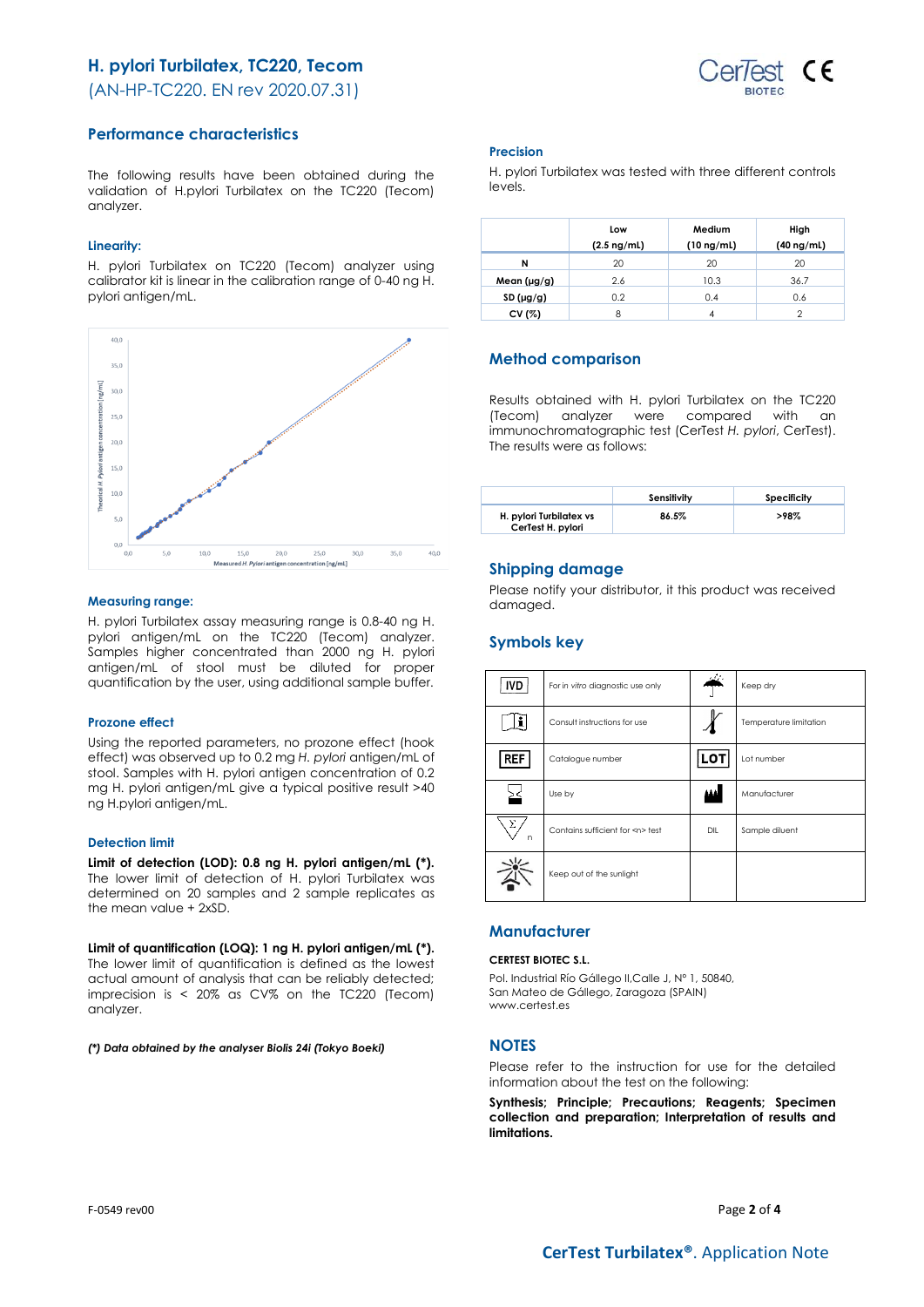# H. pylori Turbilatex, TC220, Tecom

(AN-HP-TC220. EN rev 2020.07.31)

## Performance characteristics

The following results have been obtained during the validation of H.pylori Turbilatex on the TC220 (Tecom) analyzer.

### Linearity:

H. pylori Turbilatex on TC220 (Tecom) analyzer using calibrator kit is linear in the calibration range of 0-40 ng H. pylori antigen/mL.

### Measuring range:

H. pylori Turbilatex assay measuring range is 0.8-40 ng H. pylori antigen/mL on the TC220 (Tecom) analyzer. Samples higher concentrated than 2000 ng H. pylori antigen/mL of stool must be diluted for proper quantification by the user, using additional sample buffer.

### Prozone effect

Using the reported parameters, no prozone effect (hook effect) was observed up to 0.2 mg *H. pylori* antigen/mL of stool. Samples with H. pylori antigen concentration of 0.2 mg H. pylori antigen/mL give a typical positive result >40 ng H.pylori antigen/mL.

### Detection limit

**Limit of detection (LOD): 0.8 ng H. pylori antigen/mL (*).** The lower limit of detection of H. pylori Turbilatex was determined on 20 samples and 2 sample replicates as the mean value + 2xSD.

**Limit of quantification (LOQ): 1 ng H. pylori antigen/mL (*).** The lower limit of quantification is defined as the lowest actual amount of analysis that can be reliably detected; imprecision is < 20% as CV% on the TC220 (Tecom) analyzer.

***(\*) Data obtained by the analyser Biolis 24i (Tokyo Boeki)***

### Precision

H. pylori Turbilatex was tested with three different controls levels.

| | Low (2.5 ng/mL) | Medium (10 ng/mL) | High (40 ng/mL) |
|---|---|---|---|
| **N** | 20 | 20 | 20 |
| **Mean (µg/g)** | 2.6 | 10.3 | 36.7 |
| **SD (µg/g)** | 0.2 | 0.4 | 0.6 |
| **CV (%)** | 8 | 4 | 2 |

## Method comparison

Results obtained with H. pylori Turbilatex on the TC220 (Tecom) analyzer were compared with an immunochromatographic test (CerTest *H. pylori*, CerTest). The results were as follows:

| | Sensitivity | Specificity |
|---|---|---|
| **H. pylori Turbilatex vs CerTest H. pylori** | **86.5%** | **>98%** |

## Shipping damage

Please notify your distributor, it this product was received damaged.

## Symbols key

| Symbol | Meaning | Symbol | Meaning |
|---|---|---|---|
| IVD | For *in vitro* diagnostic use only | | Keep dry |
| | Consult instructions for use | | Temperature limitation |
| REF | Catalogue number | LOT | Lot number |
| | Use by | | Manufacturer |
| | Contains sufficient for <n> test | DIL | Sample diluent |
| | Keep out of the sunlight | | |

## Manufacturer

**CERTEST BIOTEC S.L.**

Pol. Industrial Río Gállego II,Calle J, Nº 1, 50840,
San Mateo de Gállego, Zaragoza (SPAIN)
www.certest.es

## NOTES

Please refer to the instruction for use for the detailed information about the test on the following:

**Synthesis; Principle; Precautions; Reagents; Specimen collection and preparation; Interpretation of results and limitations.**

F-0549 rev00

**CerTest Turbilatex®**. Application Note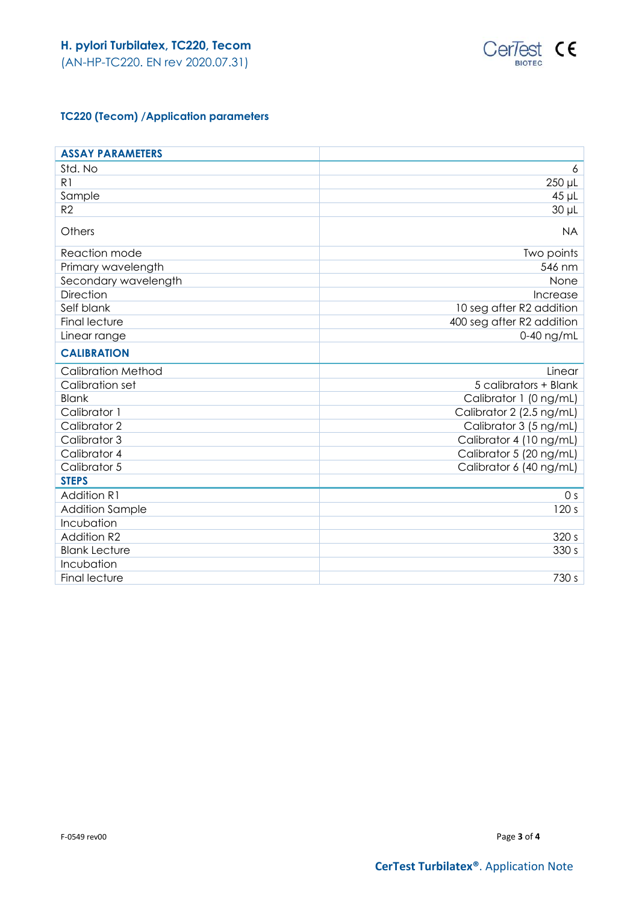## TC220 (Tecom) /Application parameters

| ASSAY PARAMETERS | |
|---|---|
| Std. No | 6 |
| R1 | 250 µL |
| Sample | 45 µL |
| R2 | 30 µL |
| Others | NA |
| Reaction mode | Two points |
| Primary wavelength | 546 nm |
| Secondary wavelength | None |
| Direction | Increase |
| Self blank | 10 seg after R2 addition |
| Final lecture | 400 seg after R2 addition |
| Linear range | 0-40 ng/mL |
| **CALIBRATION** | |
| Calibration Method | Linear |
| Calibration set | 5 calibrators + Blank |
| Blank | Calibrator 1 (0 ng/mL) |
| Calibrator 1 | Calibrator 2 (2.5 ng/mL) |
| Calibrator 2 | Calibrator 3 (5 ng/mL) |
| Calibrator 3 | Calibrator 4 (10 ng/mL) |
| Calibrator 4 | Calibrator 5 (20 ng/mL) |
| Calibrator 5 | Calibrator 6 (40 ng/mL) |
| **STEPS** | |
| Addition R1 | 0 s |
| Addition Sample | 120 s |
| Incubation | |
| Addition R2 | 320 s |
| Blank Lecture | 330 s |
| Incubation | |
| Final lecture | 730 s |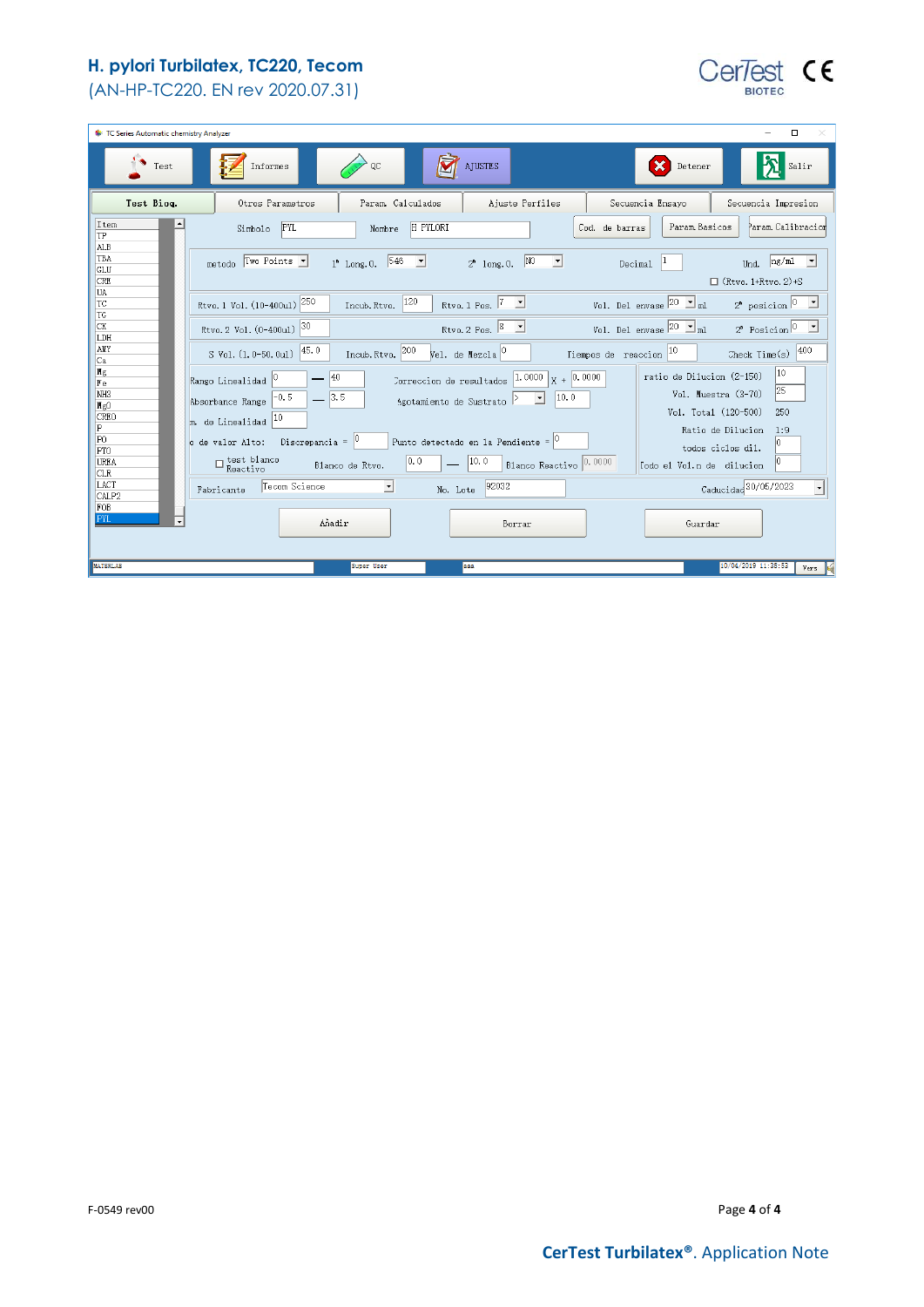# H. pylori Turbilatex, TC220, Tecom

(AN-HP-TC220. EN rev 2020.07.31)

TC Series Automatic chemistry Analyzer

Test | Informes | QC | AJUSTES | Detener | Salir

Test Bioq. | Otros Parametros | Param. Calculados | Ajuste Perfiles | Secuencia Ensayo | Secuencia Impresion

Item: TP, ALB, TBA, GLU, CRE, UA, TC, TG, CK, LDH, AMY, Ca, Mg, Fe, NH3, MgO, CREO, P, PO, PTO, UREA, CLR, LACT, CALP2, FOB, PYL

Simbolo: PYL | Nombre: H PYLORI | Cod. de barras | Param. Basicos | Param. Calibracion

metodo: Two Points | 1ª Long.O.: 546 | 2ª long.O.: NO | Decimal: 1 | Und.: ng/ml | ☐ (Rtvo. 1+Rtvo. 2)+S

Rtvo. 1 Vol. (10-400ul): 250 | Incub. Rtvo.: 120 | Rtvo. 1 Pos.: 7 | Vol. Del envase: 20 ml | 2ª posicion: 0

Rtvo. 2 Vol. (0-400ul): 30 | Rtvo. 2 Pos.: 8 | Vol. Del envase: 20 ml | 2ª Posicion: 0

S Vol. (1.0-50.0ul): 45.0 | Incub. Rtvo.: 200 | Vel. de Mezcla: 0 | Tiempos de reaccion: 10 | Check Time(s): 400

Rango Linealidad: 0 — 40 | Correccion de resultados: 1.0000 X + 0.0000 | ratio de Dilucion (2-150): 10

Absorbance Range: -0.5 — 3.5 | Agotamiento de Sustrato: > 10.0 | Vol. Muestra (3-70): 25

m. de Linealidad: 10 | Vol. Total (120-500): 250

Ratio de Dilucion: 1:9

o de valor Alto: | Discrepancia = 0 | Punto detectado en la Pendiente = 0 | todos ciclos dil.: 0

☐ test blanco Reactivo | Blanco de Rtvo.: 0.0 — 10.0 | Blanco Reactivo: 0.0000 | Todo el Vol.n de dilucion: 0

Fabricante: Tecom Science | No. Lote: 92032 | Caducidad: 30/05/2023

Añadir | Borrar | Guardar

MATERLAB | Super User | aaa | 10/04/2019 11:38:53

F-0549 rev00

**CerTest Turbilatex®**. Application Note